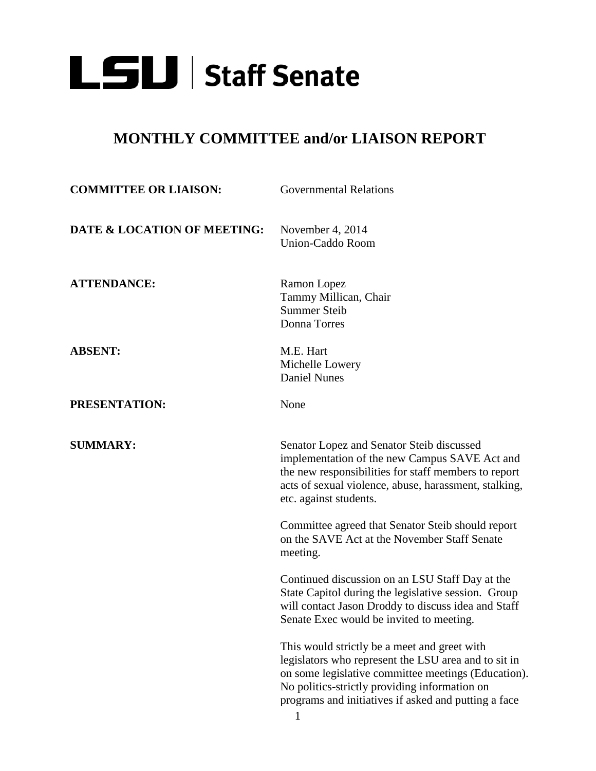# LSU | Staff Senate

## MONTHLY COMMITTEE and/or LIAISON REPORT

**COMMITTEE OR LIAISON:** Governmental Relations

**DATE & LOCATION OF MEETING:** November 4, 2014
Union-Caddo Room

**ATTENDANCE:**
Ramon Lopez
Tammy Millican, Chair
Summer Steib
Donna Torres

**ABSENT:**
M.E. Hart
Michelle Lowery
Daniel Nunes

**PRESENTATION:** None

**SUMMARY:**

Senator Lopez and Senator Steib discussed implementation of the new Campus SAVE Act and the new responsibilities for staff members to report acts of sexual violence, abuse, harassment, stalking, etc. against students.

Committee agreed that Senator Steib should report on the SAVE Act at the November Staff Senate meeting.

Continued discussion on an LSU Staff Day at the State Capitol during the legislative session. Group will contact Jason Droddy to discuss idea and Staff Senate Exec would be invited to meeting.

This would strictly be a meet and greet with legislators who represent the LSU area and to sit in on some legislative committee meetings (Education). No politics-strictly providing information on programs and initiatives if asked and putting a face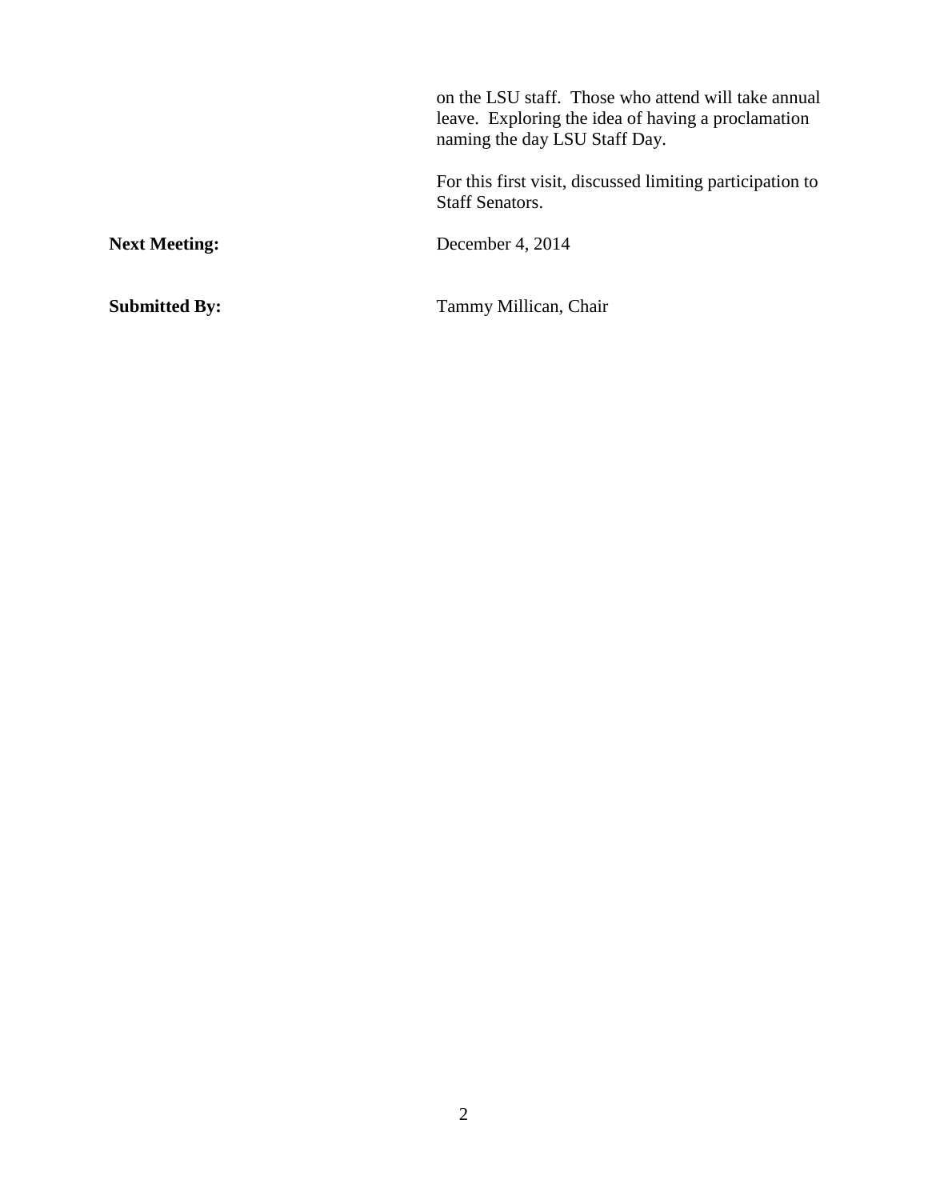on the LSU staff. Those who attend will take annual leave. Exploring the idea of having a proclamation naming the day LSU Staff Day.

For this first visit, discussed limiting participation to Staff Senators.

**Next Meeting:** December 4, 2014

**Submitted By:** Tammy Millican, Chair